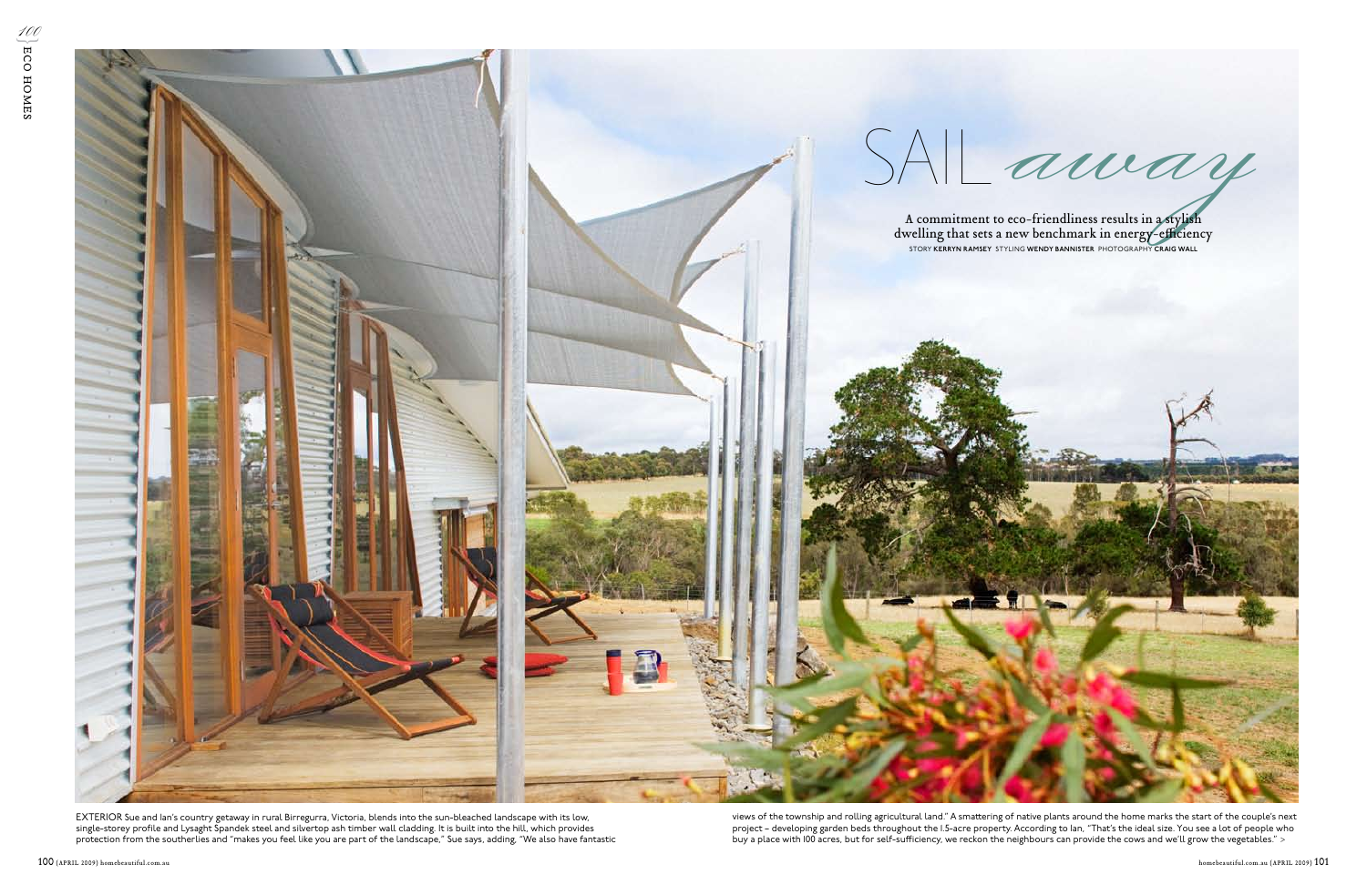# SAIL *away*

A commitment to eco-friendliness results in a stylish dwelling that sets a new benchmark in energy-efficiency

STORY **KERRYN RAMSEY** STYLING **WENDY BANNISTER** PHOTOGRAPHY **CRAIG WALL**

EXTERIOR Sue and Ian's country getaway in rural Birregurra, Victoria, blends into the sun-bleached landscape with its low, single-storey profile and Lysaght Spandek steel and silvertop ash timber wall cladding. It is built into the hill, which provides protection from the southerlies and "makes you feel like you are part of the landscape," Sue says, adding, "We also have fantastic views of the township and rolling agricultural land." A smattering of native plants around the home marks the start of the couple's next project – developing garden beds throughout the 1.5-acre property. According to Ian, "That's the ideal size. You see a lot of people who buy a place with 100 acres, but for self-sufficiency, we reckon the neighbours can provide the cows and we'll grow the vegetables." >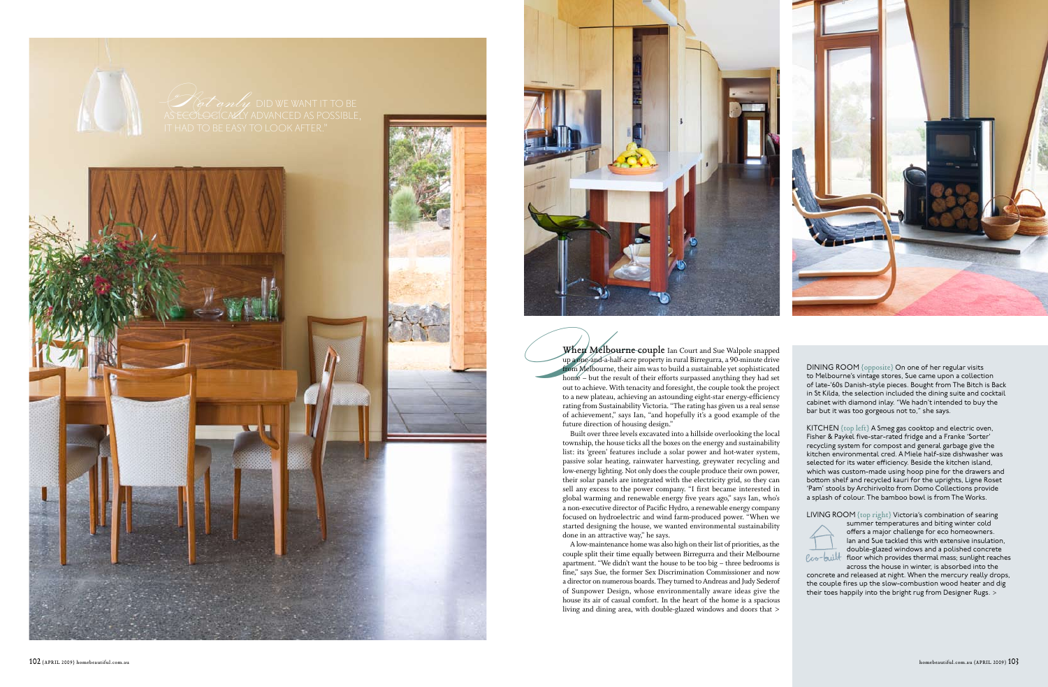"*Not only* DID WE WANT IT TO BE AS ECOLOGICALLY ADVANCED AS POSSIBLE, IT HAD TO BE EASY TO LOOK AFTER."

**When Melbourne couple** Ian Court and Sue Walpole snapped up a one-and-a-half-acre property in rural Birregurra, a 90-minute drive from Melbourne, their aim was to build a sustainable yet sophisticated home – but the result of their efforts surpassed anything they had set out to achieve. With tenacity and foresight, the couple took the project to a new plateau, achieving an astounding eight-star energy-efficiency rating from Sustainability Victoria. "The rating has given us a real sense of achievement," says Ian, "and hopefully it's a good example of the future direction of housing design."

Built over three levels excavated into a hillside overlooking the local township, the house ticks all the boxes on the energy and sustainability list: its 'green' features include a solar power and hot-water system, passive solar heating, rainwater harvesting, greywater recycling and low-energy lighting. Not only does the couple produce their own power, their solar panels are integrated with the electricity grid, so they can sell any excess to the power company. "I first became interested in global warming and renewable energy five years ago," says Ian, who's a non-executive director of Pacific Hydro, a renewable energy company focused on hydroelectric and wind farm-produced power. "When we started designing the house, we wanted environmental sustainability done in an attractive way," he says.

A low-maintenance home was also high on their list of priorities, as the couple split their time equally between Birregurra and their Melbourne apartment. "We didn't want the house to be too big – three bedrooms is fine," says Sue, the former Sex Discrimination Commissioner and now a director on numerous boards. They turned to Andreas and Judy Sederof of Sunpower Design, whose environmentally aware ideas give the house its air of casual comfort. In the heart of the home is a spacious living and dining area, with double-glazed windows and doors that >

DINING ROOM (opposite) On one of her regular visits to Melbourne's vintage stores, Sue came upon a collection of late-'60s Danish-style pieces. Bought from The Bitch is Back in St Kilda, the selection included the dining suite and cocktail cabinet with diamond inlay. "We hadn't intended to buy the bar but it was too gorgeous not to," she says.

KITCHEN (top left) A Smeg gas cooktop and electric oven, Fisher & Paykel five-star-rated fridge and a Franke 'Sorter' recycling system for compost and general garbage give the kitchen environmental cred. A Miele half-size dishwasher was selected for its water efficiency. Beside the kitchen island, which was custom-made using hoop pine for the drawers and bottom shelf and recycled kauri for the uprights, Ligne Roset 'Pam' stools by Archirivolto from Domo Collections provide a splash of colour. The bamboo bowl is from The Works.

LIVING ROOM (top right) Victoria's combination of searing summer temperatures and biting winter cold offers a major challenge for eco homeowners. Ian and Sue tackled this with extensive insulation, double-glazed windows and a polished concrete floor which provides thermal mass; sunlight reaches across the house in winter, is absorbed into the concrete and released at night. When the mercury really drops, the couple fires up the slow-combustion wood heater and dig their toes happily into the bright rug from Designer Rugs. >

Eco-built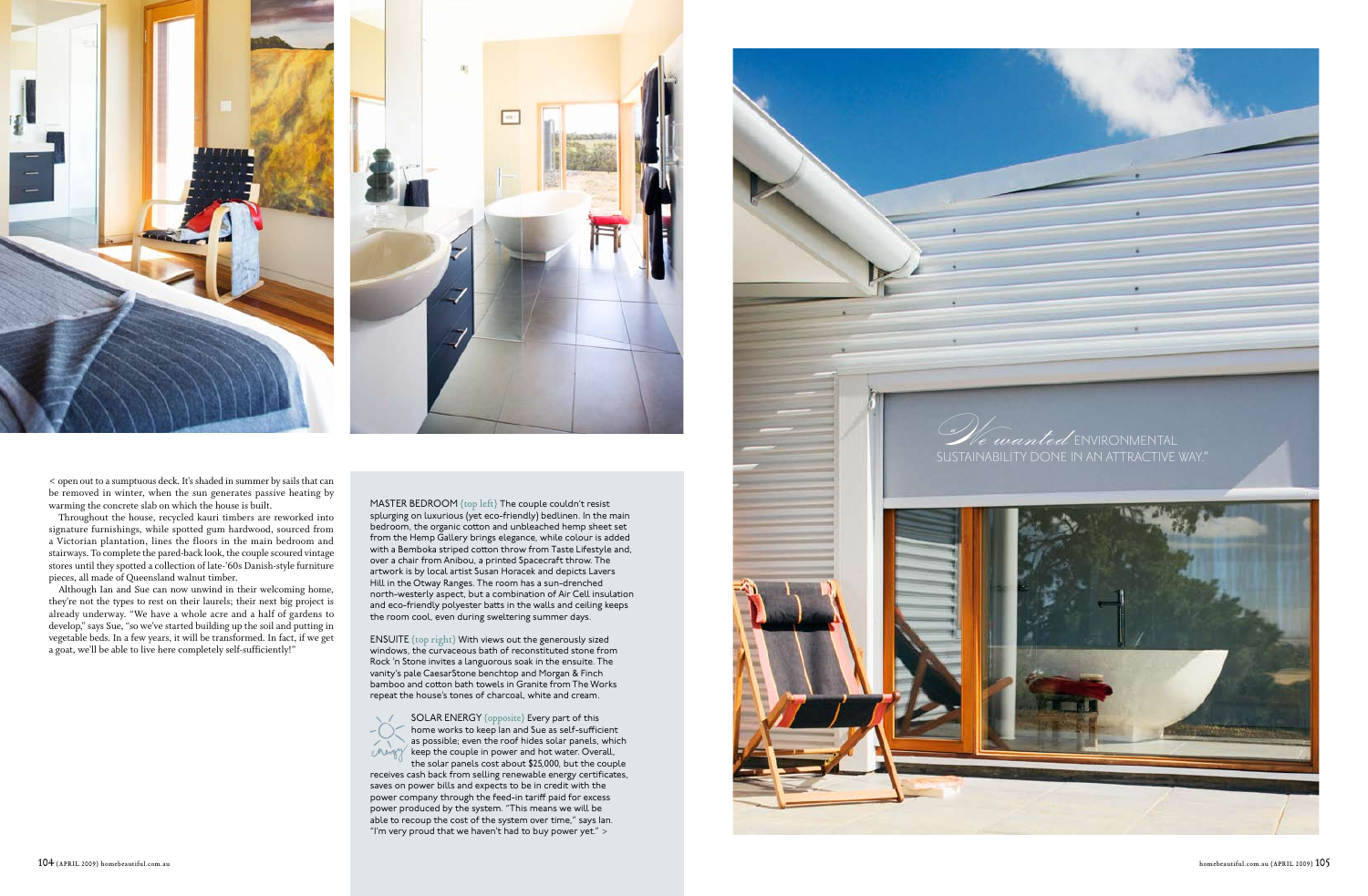< open out to a sumptuous deck. It's shaded in summer by sails that can be removed in winter, when the sun generates passive heating by warming the concrete slab on which the house is built.

Throughout the house, recycled kauri timbers are reworked into signature furnishings, while spotted gum hardwood, sourced from a Victorian plantation, lines the floors in the main bedroom and stairways. To complete the pared-back look, the couple scoured vintage stores until they spotted a collection of late-'60s Danish-style furniture pieces, all made of Queensland walnut timber.

Although Ian and Sue can now unwind in their welcoming home, they're not the types to rest on their laurels; their next big project is already underway. "We have a whole acre and a half of gardens to develop," says Sue, "so we've started building up the soil and putting in vegetable beds. In a few years, it will be transformed. In fact, if we get a goat, we'll be able to live here completely self-sufficiently!"

MASTER BEDROOM (top left) The couple couldn't resist splurging on luxurious (yet eco-friendly) bedlinen. In the main bedroom, the organic cotton and unbleached hemp sheet set from the Hemp Gallery brings elegance, while colour is added with a Bemboka striped cotton throw from Taste Lifestyle and, over a chair from Anibou, a printed Spacecraft throw. The artwork is by local artist Susan Horacek and depicts Lavers Hill in the Otway Ranges. The room has a sun-drenched north-westerly aspect, but a combination of Air Cell insulation and eco-friendly polyester batts in the walls and ceiling keeps the room cool, even during sweltering summer days.

ENSUITE (top right) With views out the generously sized windows, the curvaceous bath of reconstituted stone from Rock 'n Stone invites a languorous soak in the ensuite. The vanity's pale CaesarStone benchtop and Morgan & Finch bamboo and cotton bath towels in Granite from The Works repeat the house's tones of charcoal, white and cream.

SOLAR ENERGY (opposite) Every part of this home works to keep Ian and Sue as self-sufficient as possible; even the roof hides solar panels, which keep the couple in power and hot water. Overall, the solar panels cost about $25,000, but the couple receives cash back from selling renewable energy certificates, saves on power bills and expects to be in credit with the power company through the feed-in tariff paid for excess power produced by the system. "This means we will be able to recoup the cost of the system over time," says Ian. "I'm very proud that we haven't had to buy power yet." >

"*We wanted* ENVIRONMENTAL SUSTAINABILITY DONE IN AN ATTRACTIVE WAY."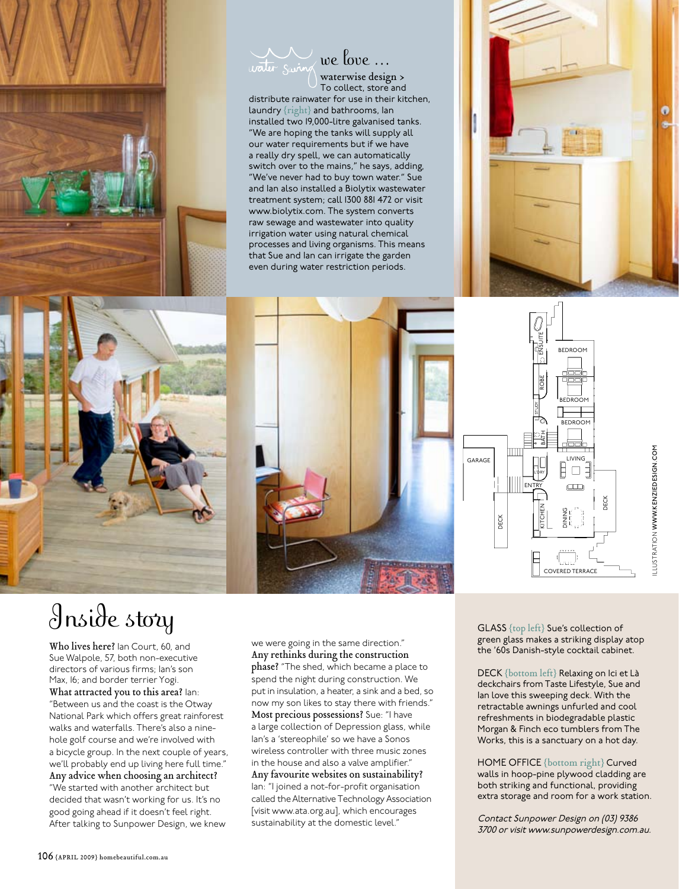## we love ...

*water saving*

**waterwise design >** To collect, store and distribute rainwater for use in their kitchen, laundry {right} and bathrooms, Ian installed two 19,000-litre galvanised tanks. "We are hoping the tanks will supply all our water requirements but if we have a really dry spell, we can automatically switch over to the mains," he says, adding, "We've never had to buy town water." Sue and Ian also installed a Biolytix wastewater treatment system; call 1300 881 472 or visit www.biolytix.com. The system converts raw sewage and wastewater into quality irrigation water using natural chemical processes and living organisms. This means that Sue and Ian can irrigate the garden even during water restriction periods.

ENSUITE
BEDROOM
ROBE
BEDROOM
STUDY
BEDROOM
BATH
GARAGE
LIVING
LDRY
ENTRY
DECK
KITCHEN
DINING
DECK
COVERED TERRACE

ILLUSTRATION WWW.KENZIEDESIGN.COM

# Inside story

**Who lives here?** Ian Court, 60, and Sue Walpole, 57, both non-executive directors of various firms; Ian's son Max, 16; and border terrier Yogi.

**What attracted you to this area?** Ian: "Between us and the coast is the Otway National Park which offers great rainforest walks and waterfalls. There's also a nine-hole golf course and we're involved with a bicycle group. In the next couple of years, we'll probably end up living here full time."

**Any advice when choosing an architect?** "We started with another architect but decided that wasn't working for us. It's no good going ahead if it doesn't feel right. After talking to Sunpower Design, we knew we were going in the same direction."

**Any rethinks during the construction phase?** "The shed, which became a place to spend the night during construction. We put in insulation, a heater, a sink and a bed, so now my son likes to stay there with friends."

**Most precious possessions?** Sue: "I have a large collection of Depression glass, while Ian's a 'stereophile' so we have a Sonos wireless controller with three music zones in the house and also a valve amplifier."

**Any favourite websites on sustainability?** Ian: "I joined a not-for-profit organisation called the Alternative Technology Association [visit www.ata.org.au], which encourages sustainability at the domestic level."

GLASS {top left} Sue's collection of green glass makes a striking display atop the '60s Danish-style cocktail cabinet.

DECK {bottom left} Relaxing on Ici et Là deckchairs from Taste Lifestyle, Sue and Ian love this sweeping deck. With the retractable awnings unfurled and cool refreshments in biodegradable plastic Morgan & Finch eco tumblers from The Works, this is a sanctuary on a hot day.

HOME OFFICE {bottom right} Curved walls in hoop-pine plywood cladding are both striking and functional, providing extra storage and room for a work station.

*Contact Sunpower Design on (03) 9386 3700 or visit www.sunpowerdesign.com.au.*